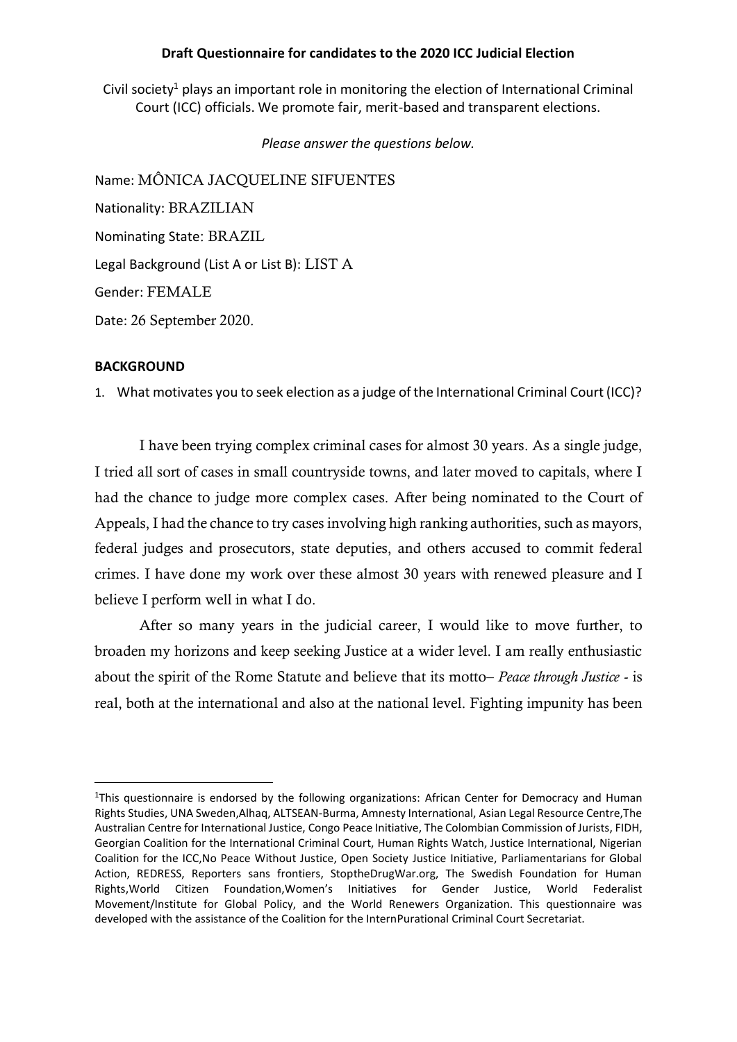**Draft Questionnaire for candidates to the 2020 ICC Judicial Election**

Civil society[1] plays an important role in monitoring the election of International Criminal Court (ICC) officials. We promote fair, merit-based and transparent elections.

*Please answer the questions below.*

Name: MÔNICA JACQUELINE SIFUENTES

Nationality: BRAZILIAN

Nominating State: BRAZIL

Legal Background (List A or List B): LIST A

Gender: FEMALE

Date: 26 September 2020.

**BACKGROUND**

1. What motivates you to seek election as a judge of the International Criminal Court (ICC)?

I have been trying complex criminal cases for almost 30 years. As a single judge, I tried all sort of cases in small countryside towns, and later moved to capitals, where I had the chance to judge more complex cases. After being nominated to the Court of Appeals, I had the chance to try cases involving high ranking authorities, such as mayors, federal judges and prosecutors, state deputies, and others accused to commit federal crimes. I have done my work over these almost 30 years with renewed pleasure and I believe I perform well in what I do.

After so many years in the judicial career, I would like to move further, to broaden my horizons and keep seeking Justice at a wider level. I am really enthusiastic about the spirit of the Rome Statute and believe that its motto– *Peace through Justice* - is real, both at the international and also at the national level. Fighting impunity has been

---

[1]This questionnaire is endorsed by the following organizations: African Center for Democracy and Human Rights Studies, UNA Sweden,Alhaq, ALTSEAN-Burma, Amnesty International, Asian Legal Resource Centre,The Australian Centre for International Justice, Congo Peace Initiative, The Colombian Commission of Jurists, FIDH, Georgian Coalition for the International Criminal Court, Human Rights Watch, Justice International, Nigerian Coalition for the ICC,No Peace Without Justice, Open Society Justice Initiative, Parliamentarians for Global Action, REDRESS, Reporters sans frontiers, StoptheDrugWar.org, The Swedish Foundation for Human Rights,World Citizen Foundation,Women's Initiatives for Gender Justice, World Federalist Movement/Institute for Global Policy, and the World Renewers Organization. This questionnaire was developed with the assistance of the Coalition for the InternPurational Criminal Court Secretariat.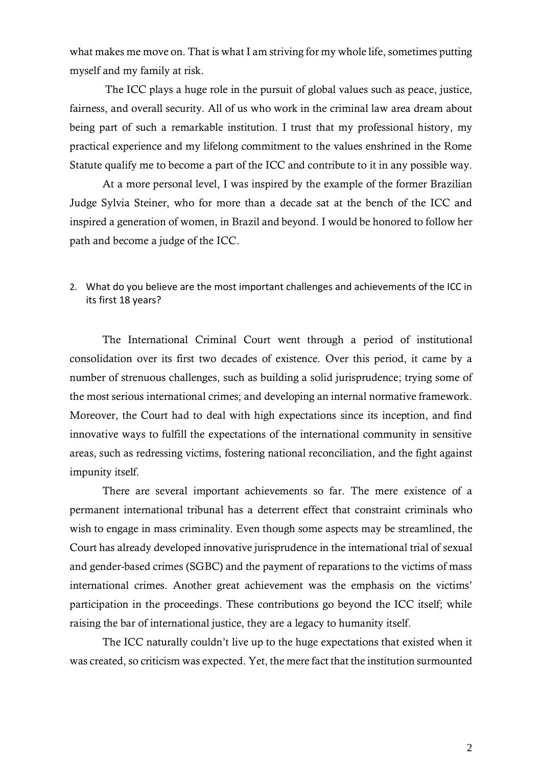what makes me move on. That is what I am striving for my whole life, sometimes putting myself and my family at risk.

The ICC plays a huge role in the pursuit of global values such as peace, justice, fairness, and overall security. All of us who work in the criminal law area dream about being part of such a remarkable institution. I trust that my professional history, my practical experience and my lifelong commitment to the values enshrined in the Rome Statute qualify me to become a part of the ICC and contribute to it in any possible way.

At a more personal level, I was inspired by the example of the former Brazilian Judge Sylvia Steiner, who for more than a decade sat at the bench of the ICC and inspired a generation of women, in Brazil and beyond. I would be honored to follow her path and become a judge of the ICC.

2. What do you believe are the most important challenges and achievements of the ICC in its first 18 years?

The International Criminal Court went through a period of institutional consolidation over its first two decades of existence. Over this period, it came by a number of strenuous challenges, such as building a solid jurisprudence; trying some of the most serious international crimes; and developing an internal normative framework. Moreover, the Court had to deal with high expectations since its inception, and find innovative ways to fulfill the expectations of the international community in sensitive areas, such as redressing victims, fostering national reconciliation, and the fight against impunity itself.

There are several important achievements so far. The mere existence of a permanent international tribunal has a deterrent effect that constraint criminals who wish to engage in mass criminality. Even though some aspects may be streamlined, the Court has already developed innovative jurisprudence in the international trial of sexual and gender-based crimes (SGBC) and the payment of reparations to the victims of mass international crimes. Another great achievement was the emphasis on the victims' participation in the proceedings. These contributions go beyond the ICC itself; while raising the bar of international justice, they are a legacy to humanity itself.

The ICC naturally couldn't live up to the huge expectations that existed when it was created, so criticism was expected. Yet, the mere fact that the institution surmounted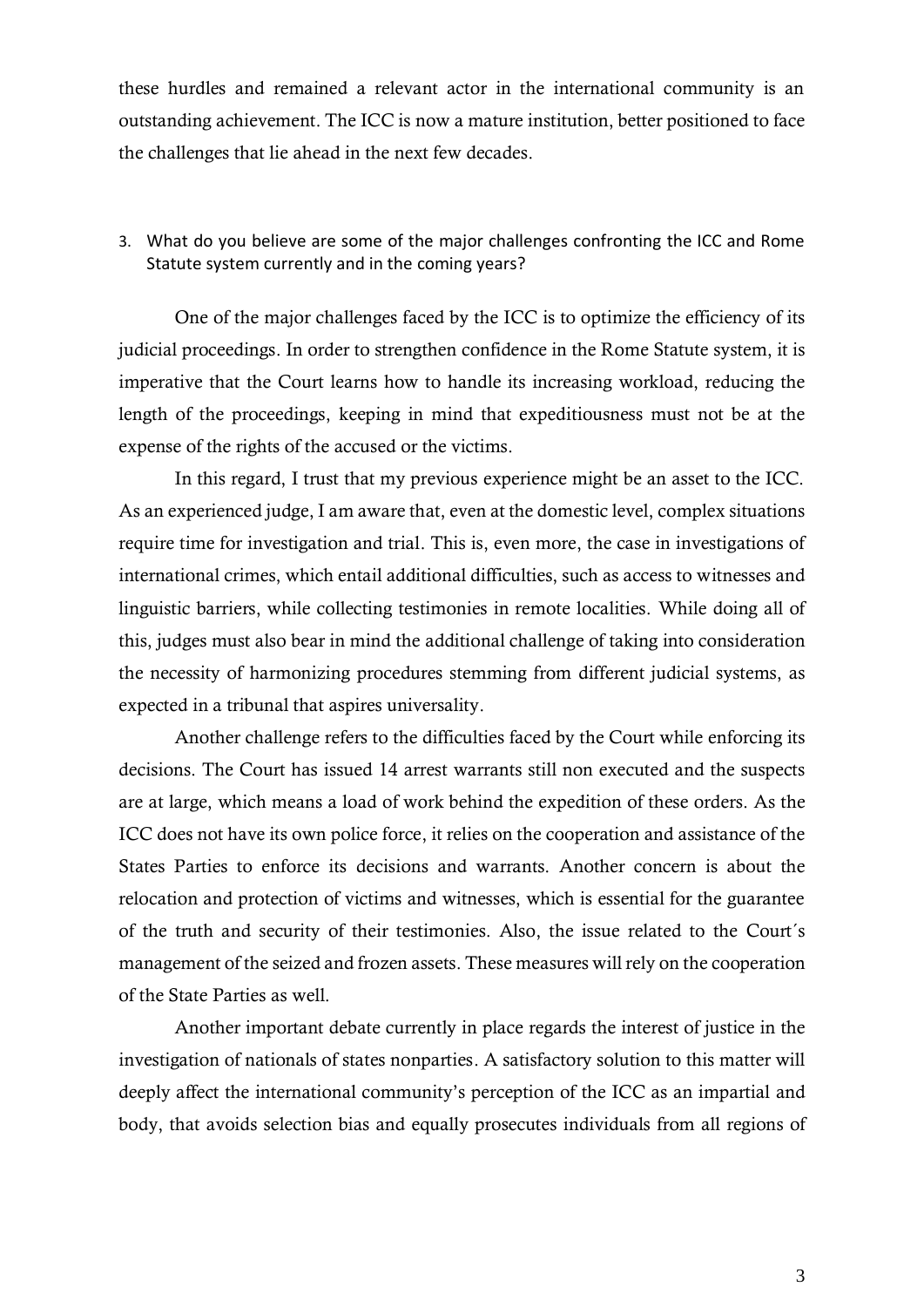these hurdles and remained a relevant actor in the international community is an outstanding achievement. The ICC is now a mature institution, better positioned to face the challenges that lie ahead in the next few decades.

3. What do you believe are some of the major challenges confronting the ICC and Rome Statute system currently and in the coming years?

One of the major challenges faced by the ICC is to optimize the efficiency of its judicial proceedings. In order to strengthen confidence in the Rome Statute system, it is imperative that the Court learns how to handle its increasing workload, reducing the length of the proceedings, keeping in mind that expeditiousness must not be at the expense of the rights of the accused or the victims.

In this regard, I trust that my previous experience might be an asset to the ICC. As an experienced judge, I am aware that, even at the domestic level, complex situations require time for investigation and trial. This is, even more, the case in investigations of international crimes, which entail additional difficulties, such as access to witnesses and linguistic barriers, while collecting testimonies in remote localities. While doing all of this, judges must also bear in mind the additional challenge of taking into consideration the necessity of harmonizing procedures stemming from different judicial systems, as expected in a tribunal that aspires universality.

Another challenge refers to the difficulties faced by the Court while enforcing its decisions. The Court has issued 14 arrest warrants still non executed and the suspects are at large, which means a load of work behind the expedition of these orders. As the ICC does not have its own police force, it relies on the cooperation and assistance of the States Parties to enforce its decisions and warrants. Another concern is about the relocation and protection of victims and witnesses, which is essential for the guarantee of the truth and security of their testimonies. Also, the issue related to the Court´s management of the seized and frozen assets. These measures will rely on the cooperation of the State Parties as well.

Another important debate currently in place regards the interest of justice in the investigation of nationals of states nonparties. A satisfactory solution to this matter will deeply affect the international community's perception of the ICC as an impartial and body, that avoids selection bias and equally prosecutes individuals from all regions of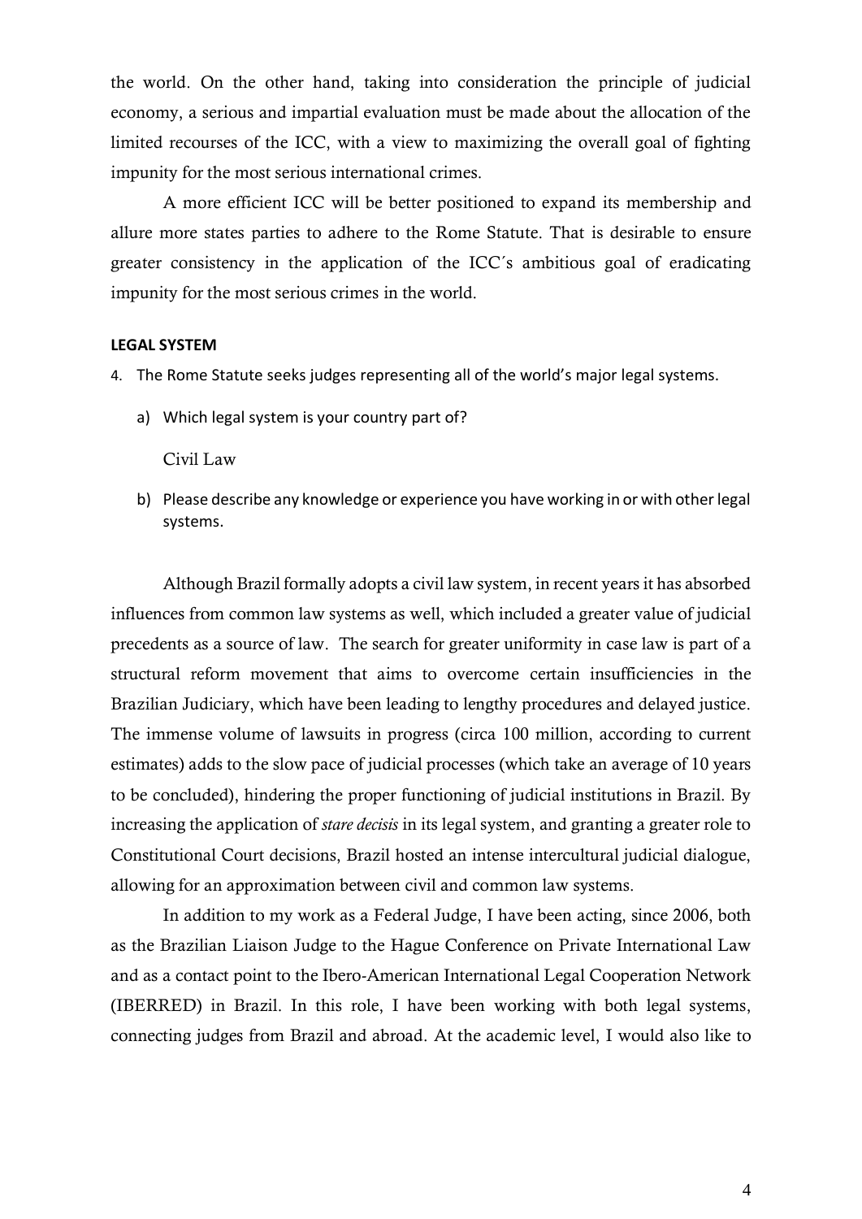the world. On the other hand, taking into consideration the principle of judicial economy, a serious and impartial evaluation must be made about the allocation of the limited recourses of the ICC, with a view to maximizing the overall goal of fighting impunity for the most serious international crimes.

A more efficient ICC will be better positioned to expand its membership and allure more states parties to adhere to the Rome Statute. That is desirable to ensure greater consistency in the application of the ICC´s ambitious goal of eradicating impunity for the most serious crimes in the world.

**LEGAL SYSTEM**

4. The Rome Statute seeks judges representing all of the world's major legal systems.

   a) Which legal system is your country part of?

      Civil Law

   b) Please describe any knowledge or experience you have working in or with other legal systems.

Although Brazil formally adopts a civil law system, in recent years it has absorbed influences from common law systems as well, which included a greater value of judicial precedents as a source of law. The search for greater uniformity in case law is part of a structural reform movement that aims to overcome certain insufficiencies in the Brazilian Judiciary, which have been leading to lengthy procedures and delayed justice. The immense volume of lawsuits in progress (circa 100 million, according to current estimates) adds to the slow pace of judicial processes (which take an average of 10 years to be concluded), hindering the proper functioning of judicial institutions in Brazil. By increasing the application of *stare decisis* in its legal system, and granting a greater role to Constitutional Court decisions, Brazil hosted an intense intercultural judicial dialogue, allowing for an approximation between civil and common law systems.

In addition to my work as a Federal Judge, I have been acting, since 2006, both as the Brazilian Liaison Judge to the Hague Conference on Private International Law and as a contact point to the Ibero-American International Legal Cooperation Network (IBERRED) in Brazil. In this role, I have been working with both legal systems, connecting judges from Brazil and abroad. At the academic level, I would also like to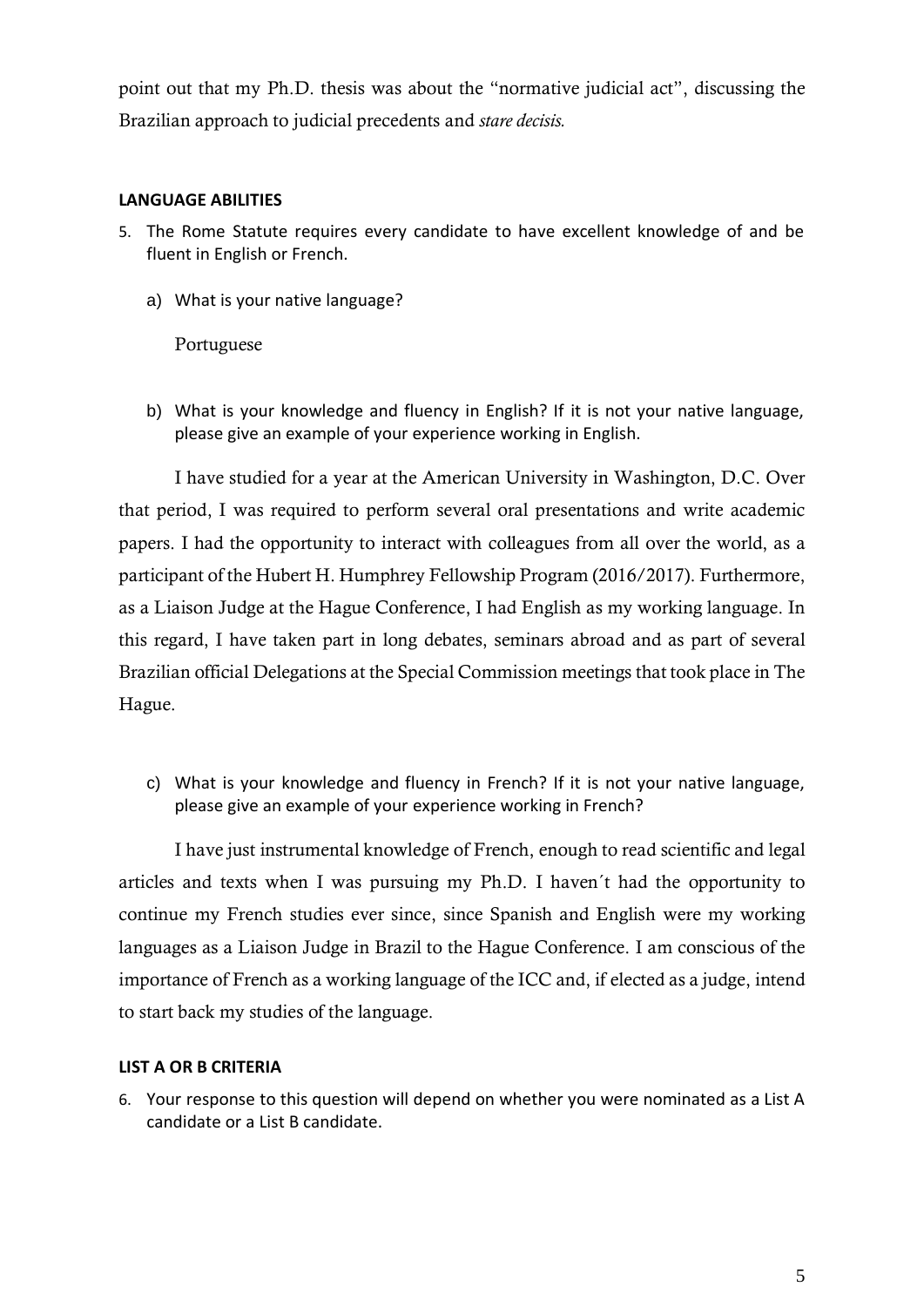point out that my Ph.D. thesis was about the "normative judicial act", discussing the Brazilian approach to judicial precedents and *stare decisis.*

**LANGUAGE ABILITIES**

5. The Rome Statute requires every candidate to have excellent knowledge of and be fluent in English or French.

   a) What is your native language?

   Portuguese

   b) What is your knowledge and fluency in English? If it is not your native language, please give an example of your experience working in English.

I have studied for a year at the American University in Washington, D.C. Over that period, I was required to perform several oral presentations and write academic papers. I had the opportunity to interact with colleagues from all over the world, as a participant of the Hubert H. Humphrey Fellowship Program (2016/2017). Furthermore, as a Liaison Judge at the Hague Conference, I had English as my working language. In this regard, I have taken part in long debates, seminars abroad and as part of several Brazilian official Delegations at the Special Commission meetings that took place in The Hague.

   c) What is your knowledge and fluency in French? If it is not your native language, please give an example of your experience working in French?

I have just instrumental knowledge of French, enough to read scientific and legal articles and texts when I was pursuing my Ph.D. I haven´t had the opportunity to continue my French studies ever since, since Spanish and English were my working languages as a Liaison Judge in Brazil to the Hague Conference. I am conscious of the importance of French as a working language of the ICC and, if elected as a judge, intend to start back my studies of the language.

**LIST A OR B CRITERIA**

6. Your response to this question will depend on whether you were nominated as a List A candidate or a List B candidate.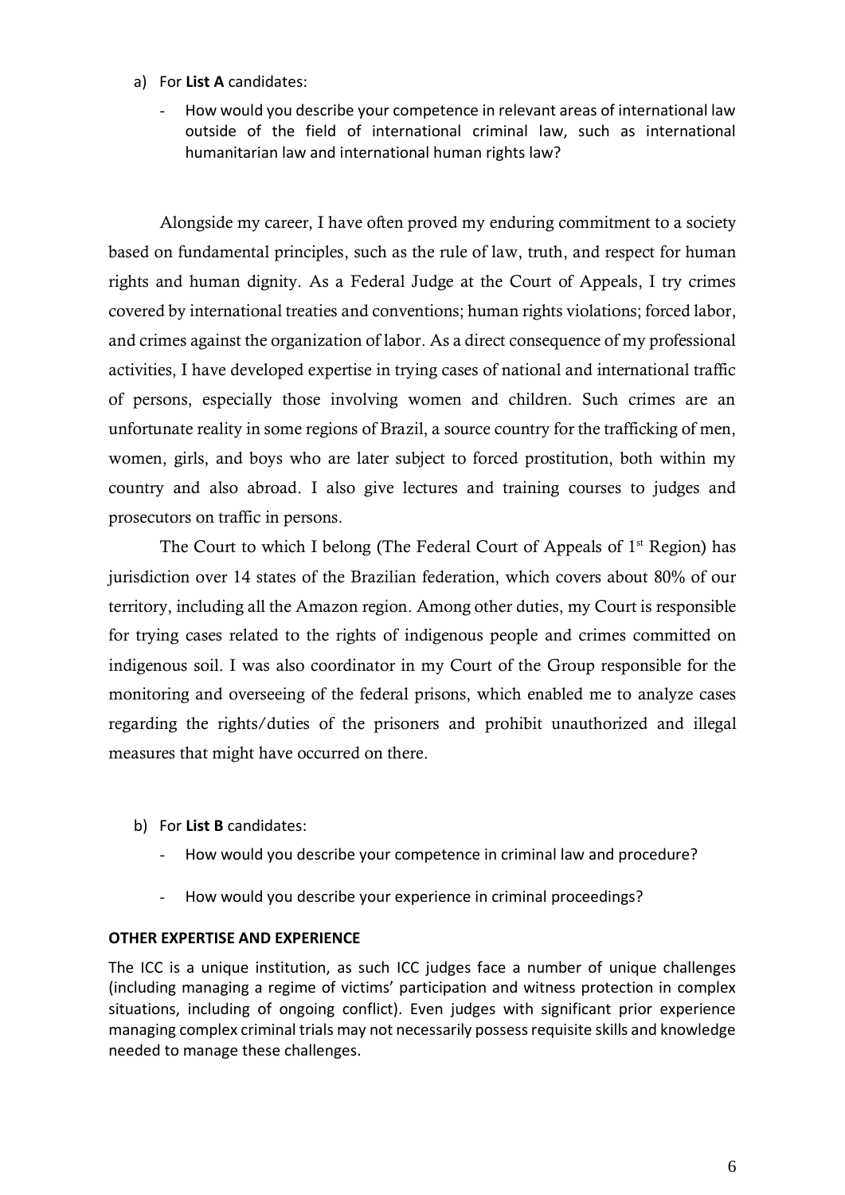a) For **List A** candidates:

- How would you describe your competence in relevant areas of international law outside of the field of international criminal law, such as international humanitarian law and international human rights law?

Alongside my career, I have often proved my enduring commitment to a society based on fundamental principles, such as the rule of law, truth, and respect for human rights and human dignity. As a Federal Judge at the Court of Appeals, I try crimes covered by international treaties and conventions; human rights violations; forced labor, and crimes against the organization of labor. As a direct consequence of my professional activities, I have developed expertise in trying cases of national and international traffic of persons, especially those involving women and children. Such crimes are an unfortunate reality in some regions of Brazil, a source country for the trafficking of men, women, girls, and boys who are later subject to forced prostitution, both within my country and also abroad. I also give lectures and training courses to judges and prosecutors on traffic in persons.

The Court to which I belong (The Federal Court of Appeals of 1st Region) has jurisdiction over 14 states of the Brazilian federation, which covers about 80% of our territory, including all the Amazon region. Among other duties, my Court is responsible for trying cases related to the rights of indigenous people and crimes committed on indigenous soil. I was also coordinator in my Court of the Group responsible for the monitoring and overseeing of the federal prisons, which enabled me to analyze cases regarding the rights/duties of the prisoners and prohibit unauthorized and illegal measures that might have occurred on there.

b) For **List B** candidates:

- How would you describe your competence in criminal law and procedure?
- How would you describe your experience in criminal proceedings?

**OTHER EXPERTISE AND EXPERIENCE**

The ICC is a unique institution, as such ICC judges face a number of unique challenges (including managing a regime of victims' participation and witness protection in complex situations, including of ongoing conflict). Even judges with significant prior experience managing complex criminal trials may not necessarily possess requisite skills and knowledge needed to manage these challenges.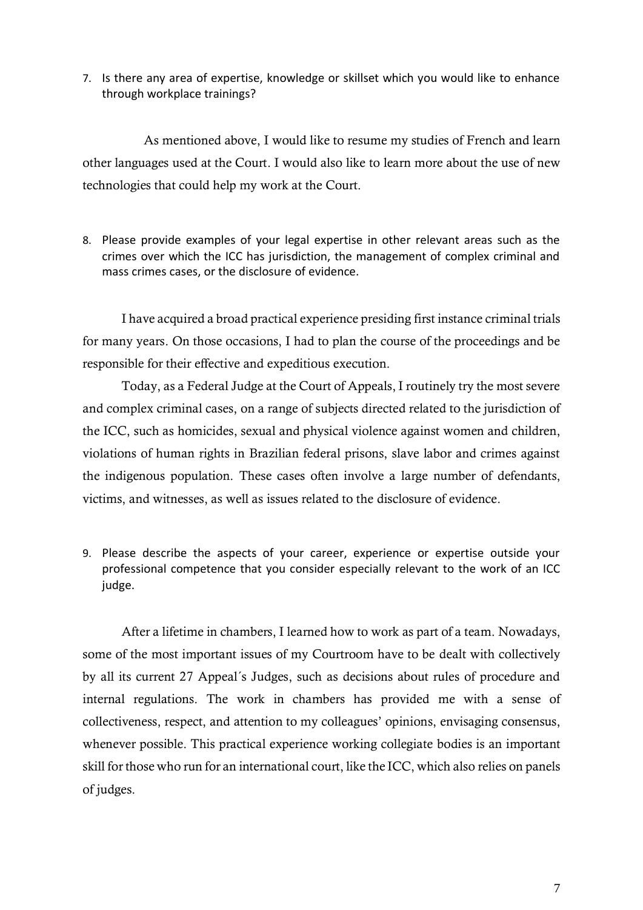7. Is there any area of expertise, knowledge or skillset which you would like to enhance through workplace trainings?

As mentioned above, I would like to resume my studies of French and learn other languages used at the Court. I would also like to learn more about the use of new technologies that could help my work at the Court.

8. Please provide examples of your legal expertise in other relevant areas such as the crimes over which the ICC has jurisdiction, the management of complex criminal and mass crimes cases, or the disclosure of evidence.

I have acquired a broad practical experience presiding first instance criminal trials for many years. On those occasions, I had to plan the course of the proceedings and be responsible for their effective and expeditious execution.

Today, as a Federal Judge at the Court of Appeals, I routinely try the most severe and complex criminal cases, on a range of subjects directed related to the jurisdiction of the ICC, such as homicides, sexual and physical violence against women and children, violations of human rights in Brazilian federal prisons, slave labor and crimes against the indigenous population. These cases often involve a large number of defendants, victims, and witnesses, as well as issues related to the disclosure of evidence.

9. Please describe the aspects of your career, experience or expertise outside your professional competence that you consider especially relevant to the work of an ICC judge.

After a lifetime in chambers, I learned how to work as part of a team. Nowadays, some of the most important issues of my Courtroom have to be dealt with collectively by all its current 27 Appeal´s Judges, such as decisions about rules of procedure and internal regulations. The work in chambers has provided me with a sense of collectiveness, respect, and attention to my colleagues' opinions, envisaging consensus, whenever possible. This practical experience working collegiate bodies is an important skill for those who run for an international court, like the ICC, which also relies on panels of judges.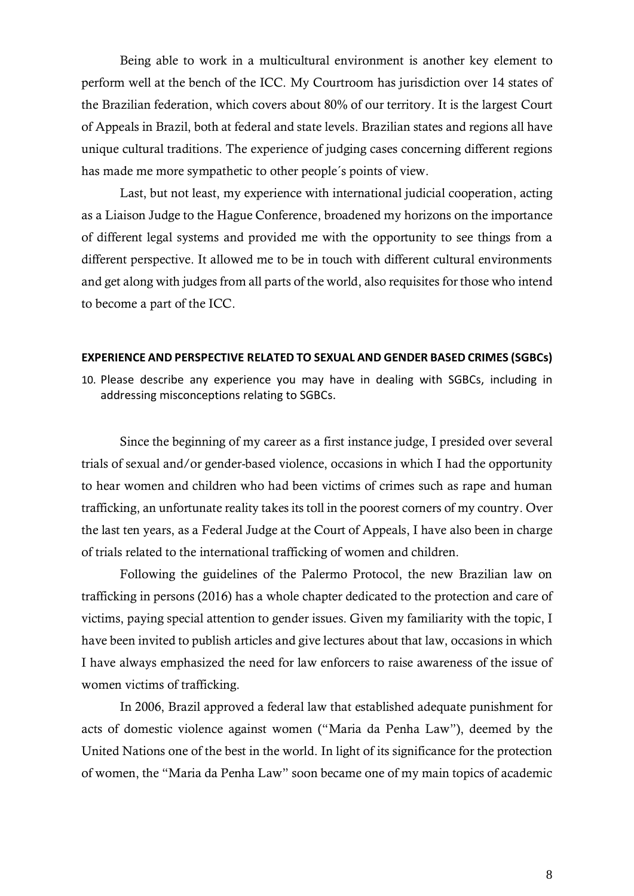Being able to work in a multicultural environment is another key element to perform well at the bench of the ICC. My Courtroom has jurisdiction over 14 states of the Brazilian federation, which covers about 80% of our territory. It is the largest Court of Appeals in Brazil, both at federal and state levels. Brazilian states and regions all have unique cultural traditions. The experience of judging cases concerning different regions has made me more sympathetic to other people´s points of view.

Last, but not least, my experience with international judicial cooperation, acting as a Liaison Judge to the Hague Conference, broadened my horizons on the importance of different legal systems and provided me with the opportunity to see things from a different perspective. It allowed me to be in touch with different cultural environments and get along with judges from all parts of the world, also requisites for those who intend to become a part of the ICC.

## EXPERIENCE AND PERSPECTIVE RELATED TO SEXUAL AND GENDER BASED CRIMES (SGBCs)

10. Please describe any experience you may have in dealing with SGBCs, including in addressing misconceptions relating to SGBCs.

Since the beginning of my career as a first instance judge, I presided over several trials of sexual and/or gender-based violence, occasions in which I had the opportunity to hear women and children who had been victims of crimes such as rape and human trafficking, an unfortunate reality takes its toll in the poorest corners of my country. Over the last ten years, as a Federal Judge at the Court of Appeals, I have also been in charge of trials related to the international trafficking of women and children.

Following the guidelines of the Palermo Protocol, the new Brazilian law on trafficking in persons (2016) has a whole chapter dedicated to the protection and care of victims, paying special attention to gender issues. Given my familiarity with the topic, I have been invited to publish articles and give lectures about that law, occasions in which I have always emphasized the need for law enforcers to raise awareness of the issue of women victims of trafficking.

In 2006, Brazil approved a federal law that established adequate punishment for acts of domestic violence against women ("Maria da Penha Law"), deemed by the United Nations one of the best in the world. In light of its significance for the protection of women, the "Maria da Penha Law" soon became one of my main topics of academic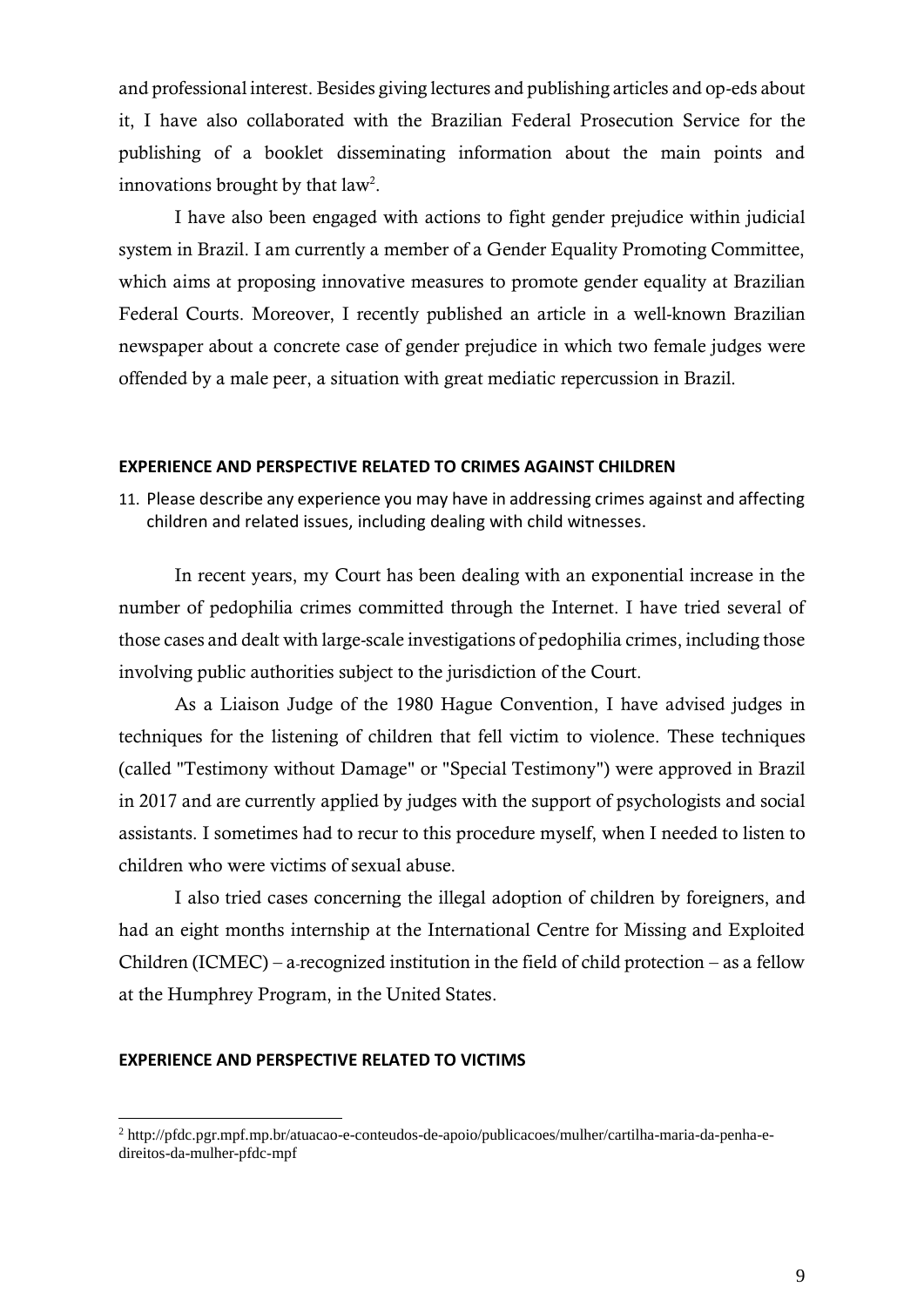and professional interest. Besides giving lectures and publishing articles and op-eds about it, I have also collaborated with the Brazilian Federal Prosecution Service for the publishing of a booklet disseminating information about the main points and innovations brought by that law[2].

I have also been engaged with actions to fight gender prejudice within judicial system in Brazil. I am currently a member of a Gender Equality Promoting Committee, which aims at proposing innovative measures to promote gender equality at Brazilian Federal Courts. Moreover, I recently published an article in a well-known Brazilian newspaper about a concrete case of gender prejudice in which two female judges were offended by a male peer, a situation with great mediatic repercussion in Brazil.

### EXPERIENCE AND PERSPECTIVE RELATED TO CRIMES AGAINST CHILDREN

11. Please describe any experience you may have in addressing crimes against and affecting children and related issues, including dealing with child witnesses.

In recent years, my Court has been dealing with an exponential increase in the number of pedophilia crimes committed through the Internet. I have tried several of those cases and dealt with large-scale investigations of pedophilia crimes, including those involving public authorities subject to the jurisdiction of the Court.

As a Liaison Judge of the 1980 Hague Convention, I have advised judges in techniques for the listening of children that fell victim to violence. These techniques (called "Testimony without Damage" or "Special Testimony") were approved in Brazil in 2017 and are currently applied by judges with the support of psychologists and social assistants. I sometimes had to recur to this procedure myself, when I needed to listen to children who were victims of sexual abuse.

I also tried cases concerning the illegal adoption of children by foreigners, and had an eight months internship at the International Centre for Missing and Exploited Children (ICMEC) – a recognized institution in the field of child protection – as a fellow at the Humphrey Program, in the United States.

### EXPERIENCE AND PERSPECTIVE RELATED TO VICTIMS

[2] http://pfdc.pgr.mpf.mp.br/atuacao-e-conteudos-de-apoio/publicacoes/mulher/cartilha-maria-da-penha-e-direitos-da-mulher-pfdc-mpf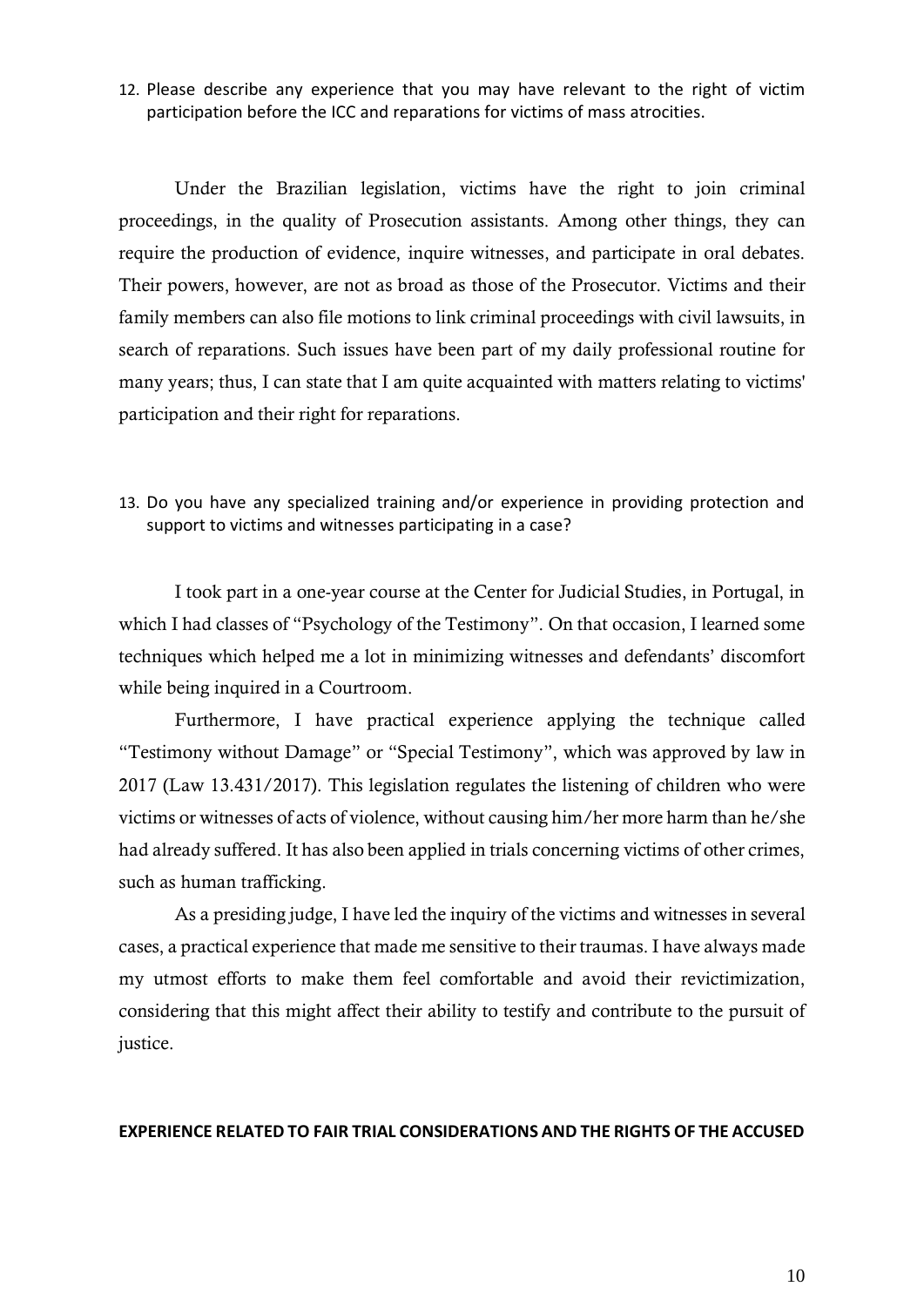12. Please describe any experience that you may have relevant to the right of victim participation before the ICC and reparations for victims of mass atrocities.

Under the Brazilian legislation, victims have the right to join criminal proceedings, in the quality of Prosecution assistants. Among other things, they can require the production of evidence, inquire witnesses, and participate in oral debates. Their powers, however, are not as broad as those of the Prosecutor. Victims and their family members can also file motions to link criminal proceedings with civil lawsuits, in search of reparations. Such issues have been part of my daily professional routine for many years; thus, I can state that I am quite acquainted with matters relating to victims' participation and their right for reparations.

13. Do you have any specialized training and/or experience in providing protection and support to victims and witnesses participating in a case?

I took part in a one-year course at the Center for Judicial Studies, in Portugal, in which I had classes of "Psychology of the Testimony". On that occasion, I learned some techniques which helped me a lot in minimizing witnesses and defendants' discomfort while being inquired in a Courtroom.

Furthermore, I have practical experience applying the technique called "Testimony without Damage" or "Special Testimony", which was approved by law in 2017 (Law 13.431/2017). This legislation regulates the listening of children who were victims or witnesses of acts of violence, without causing him/her more harm than he/she had already suffered. It has also been applied in trials concerning victims of other crimes, such as human trafficking.

As a presiding judge, I have led the inquiry of the victims and witnesses in several cases, a practical experience that made me sensitive to their traumas. I have always made my utmost efforts to make them feel comfortable and avoid their revictimization, considering that this might affect their ability to testify and contribute to the pursuit of justice.

**EXPERIENCE RELATED TO FAIR TRIAL CONSIDERATIONS AND THE RIGHTS OF THE ACCUSED**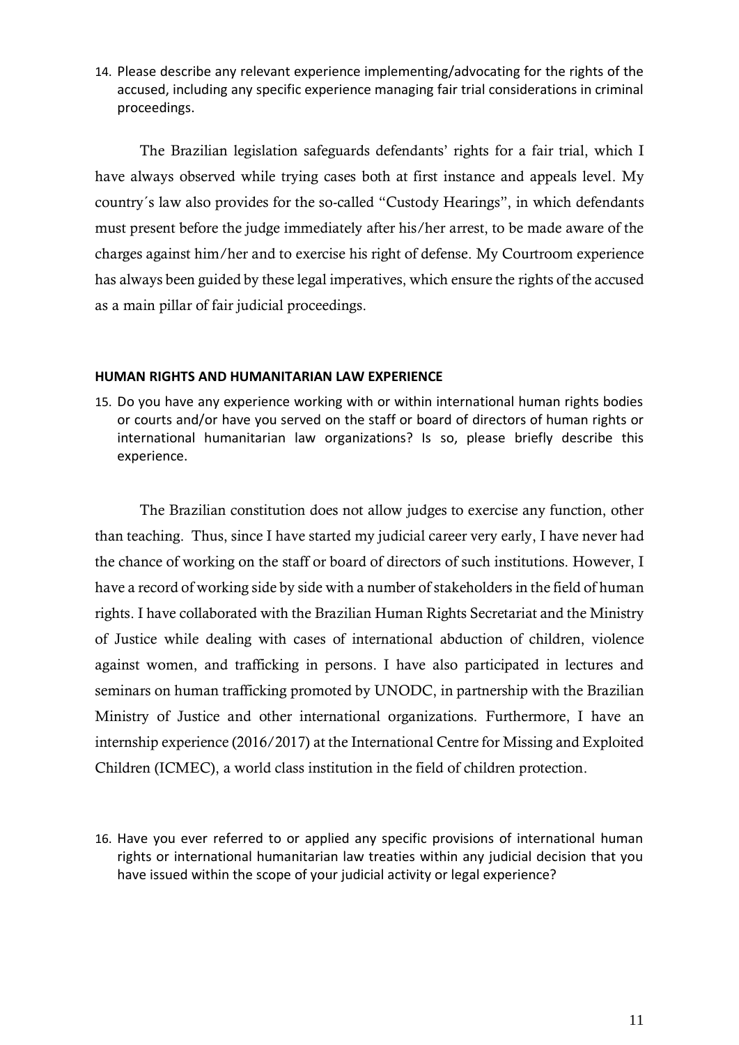14. Please describe any relevant experience implementing/advocating for the rights of the accused, including any specific experience managing fair trial considerations in criminal proceedings.

The Brazilian legislation safeguards defendants' rights for a fair trial, which I have always observed while trying cases both at first instance and appeals level. My country´s law also provides for the so-called "Custody Hearings", in which defendants must present before the judge immediately after his/her arrest, to be made aware of the charges against him/her and to exercise his right of defense. My Courtroom experience has always been guided by these legal imperatives, which ensure the rights of the accused as a main pillar of fair judicial proceedings.

## HUMAN RIGHTS AND HUMANITARIAN LAW EXPERIENCE

15. Do you have any experience working with or within international human rights bodies or courts and/or have you served on the staff or board of directors of human rights or international humanitarian law organizations? Is so, please briefly describe this experience.

The Brazilian constitution does not allow judges to exercise any function, other than teaching. Thus, since I have started my judicial career very early, I have never had the chance of working on the staff or board of directors of such institutions. However, I have a record of working side by side with a number of stakeholders in the field of human rights. I have collaborated with the Brazilian Human Rights Secretariat and the Ministry of Justice while dealing with cases of international abduction of children, violence against women, and trafficking in persons. I have also participated in lectures and seminars on human trafficking promoted by UNODC, in partnership with the Brazilian Ministry of Justice and other international organizations. Furthermore, I have an internship experience (2016/2017) at the International Centre for Missing and Exploited Children (ICMEC), a world class institution in the field of children protection.

16. Have you ever referred to or applied any specific provisions of international human rights or international humanitarian law treaties within any judicial decision that you have issued within the scope of your judicial activity or legal experience?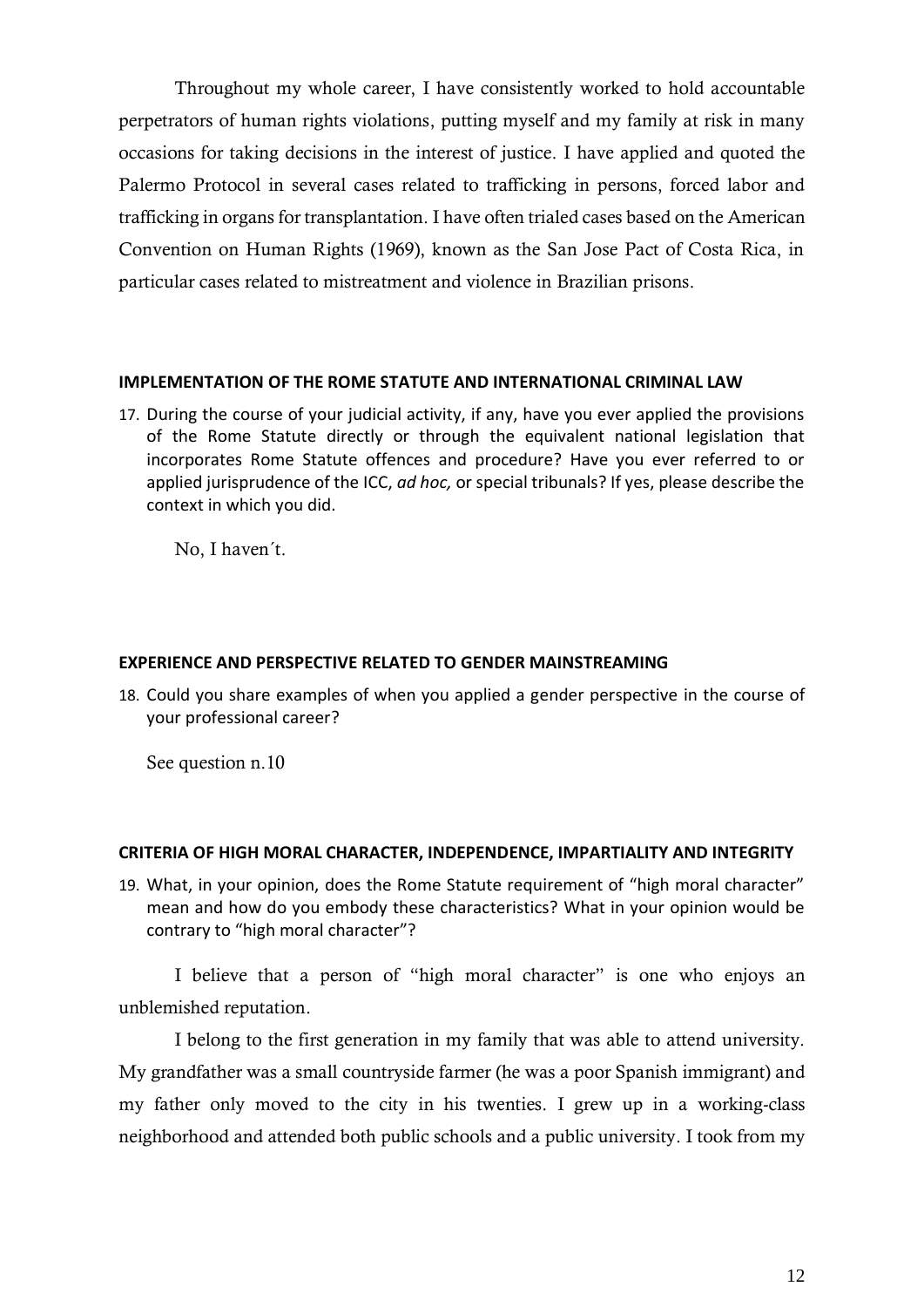Throughout my whole career, I have consistently worked to hold accountable perpetrators of human rights violations, putting myself and my family at risk in many occasions for taking decisions in the interest of justice. I have applied and quoted the Palermo Protocol in several cases related to trafficking in persons, forced labor and trafficking in organs for transplantation. I have often trialed cases based on the American Convention on Human Rights (1969), known as the San Jose Pact of Costa Rica, in particular cases related to mistreatment and violence in Brazilian prisons.

## IMPLEMENTATION OF THE ROME STATUTE AND INTERNATIONAL CRIMINAL LAW

17. During the course of your judicial activity, if any, have you ever applied the provisions of the Rome Statute directly or through the equivalent national legislation that incorporates Rome Statute offences and procedure? Have you ever referred to or applied jurisprudence of the ICC, *ad hoc,* or special tribunals? If yes, please describe the context in which you did.

No, I haven´t.

## EXPERIENCE AND PERSPECTIVE RELATED TO GENDER MAINSTREAMING

18. Could you share examples of when you applied a gender perspective in the course of your professional career?

See question n.10

## CRITERIA OF HIGH MORAL CHARACTER, INDEPENDENCE, IMPARTIALITY AND INTEGRITY

19. What, in your opinion, does the Rome Statute requirement of "high moral character" mean and how do you embody these characteristics? What in your opinion would be contrary to "high moral character"?

I believe that a person of "high moral character" is one who enjoys an unblemished reputation.

I belong to the first generation in my family that was able to attend university. My grandfather was a small countryside farmer (he was a poor Spanish immigrant) and my father only moved to the city in his twenties. I grew up in a working-class neighborhood and attended both public schools and a public university. I took from my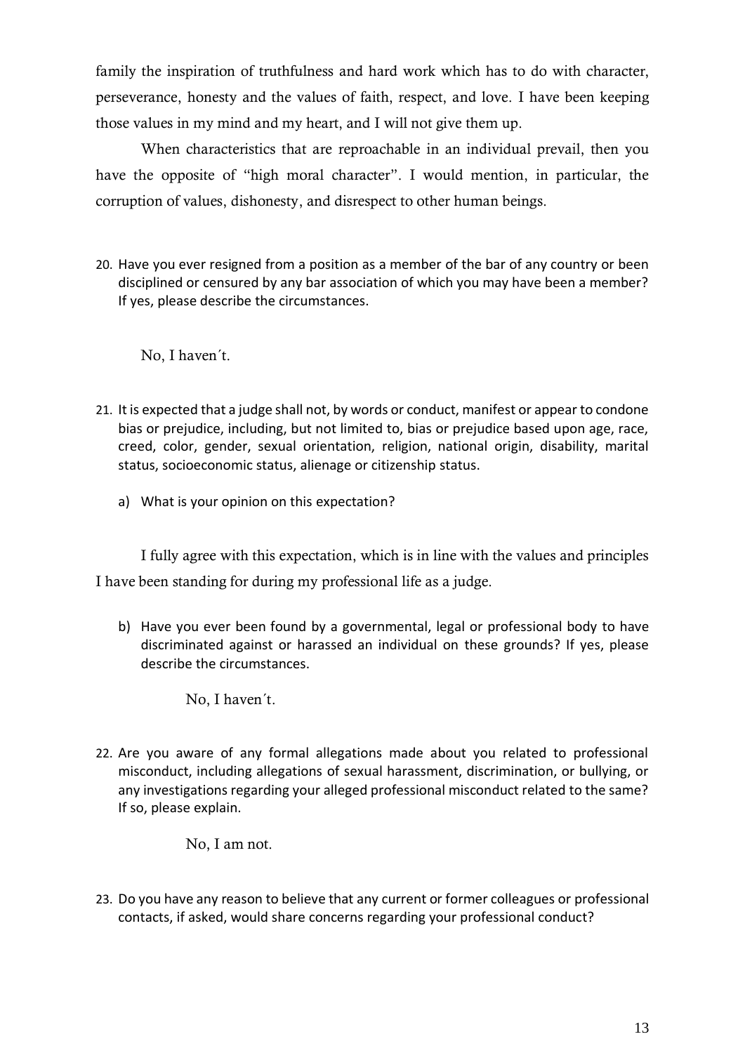family the inspiration of truthfulness and hard work which has to do with character, perseverance, honesty and the values of faith, respect, and love. I have been keeping those values in my mind and my heart, and I will not give them up.

When characteristics that are reproachable in an individual prevail, then you have the opposite of "high moral character". I would mention, in particular, the corruption of values, dishonesty, and disrespect to other human beings.

20. Have you ever resigned from a position as a member of the bar of any country or been disciplined or censured by any bar association of which you may have been a member? If yes, please describe the circumstances.

   No, I haven´t.

21. It is expected that a judge shall not, by words or conduct, manifest or appear to condone bias or prejudice, including, but not limited to, bias or prejudice based upon age, race, creed, color, gender, sexual orientation, religion, national origin, disability, marital status, socioeconomic status, alienage or citizenship status.

   a) What is your opinion on this expectation?

   I fully agree with this expectation, which is in line with the values and principles I have been standing for during my professional life as a judge.

   b) Have you ever been found by a governmental, legal or professional body to have discriminated against or harassed an individual on these grounds? If yes, please describe the circumstances.

   No, I haven´t.

22. Are you aware of any formal allegations made about you related to professional misconduct, including allegations of sexual harassment, discrimination, or bullying, or any investigations regarding your alleged professional misconduct related to the same? If so, please explain.

   No, I am not.

23. Do you have any reason to believe that any current or former colleagues or professional contacts, if asked, would share concerns regarding your professional conduct?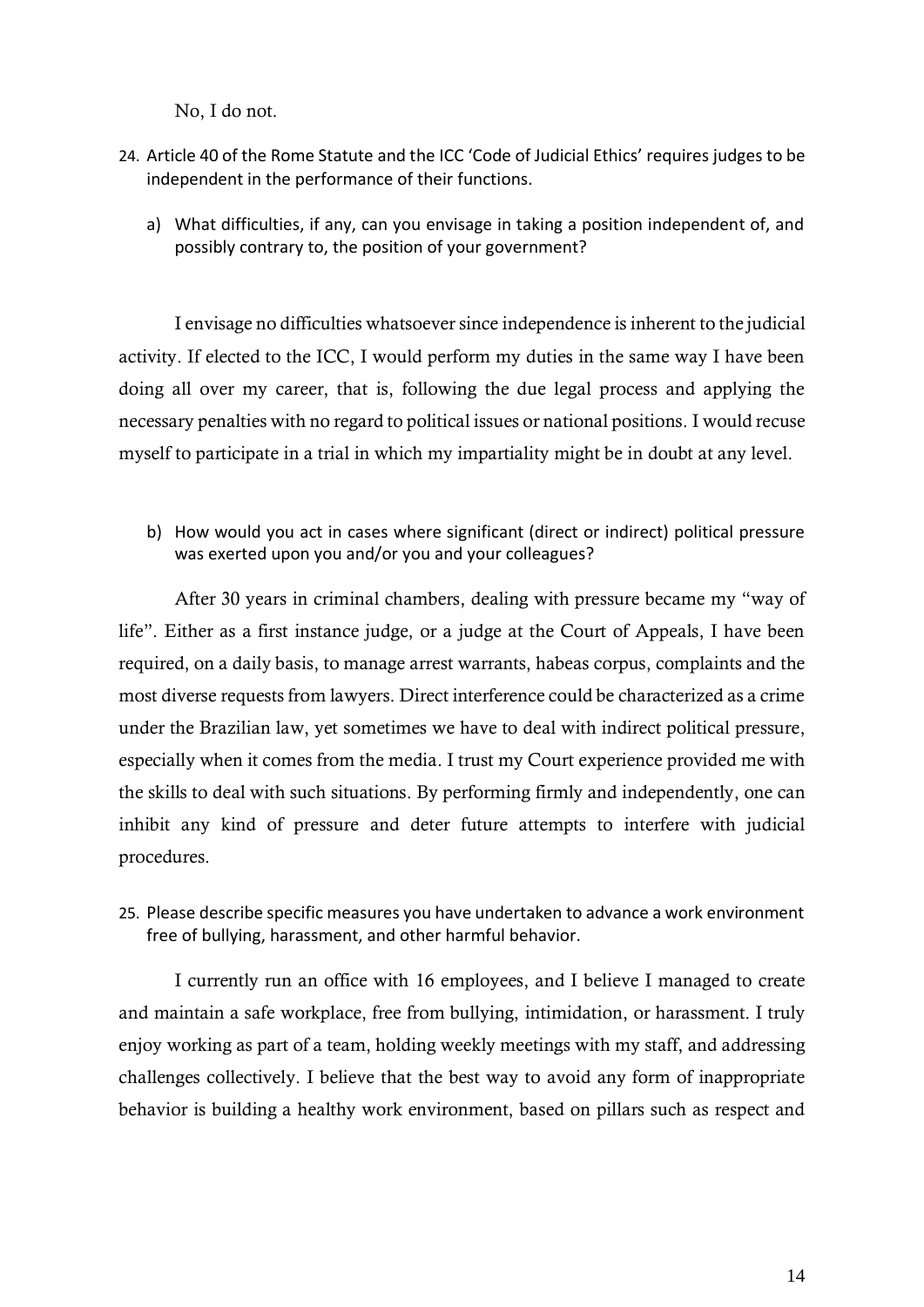No, I do not.

24. Article 40 of the Rome Statute and the ICC 'Code of Judicial Ethics' requires judges to be independent in the performance of their functions.

    a) What difficulties, if any, can you envisage in taking a position independent of, and possibly contrary to, the position of your government?

I envisage no difficulties whatsoever since independence is inherent to the judicial activity. If elected to the ICC, I would perform my duties in the same way I have been doing all over my career, that is, following the due legal process and applying the necessary penalties with no regard to political issues or national positions. I would recuse myself to participate in a trial in which my impartiality might be in doubt at any level.

    b) How would you act in cases where significant (direct or indirect) political pressure was exerted upon you and/or you and your colleagues?

After 30 years in criminal chambers, dealing with pressure became my "way of life". Either as a first instance judge, or a judge at the Court of Appeals, I have been required, on a daily basis, to manage arrest warrants, habeas corpus, complaints and the most diverse requests from lawyers. Direct interference could be characterized as a crime under the Brazilian law, yet sometimes we have to deal with indirect political pressure, especially when it comes from the media. I trust my Court experience provided me with the skills to deal with such situations. By performing firmly and independently, one can inhibit any kind of pressure and deter future attempts to interfere with judicial procedures.

25. Please describe specific measures you have undertaken to advance a work environment free of bullying, harassment, and other harmful behavior.

I currently run an office with 16 employees, and I believe I managed to create and maintain a safe workplace, free from bullying, intimidation, or harassment. I truly enjoy working as part of a team, holding weekly meetings with my staff, and addressing challenges collectively. I believe that the best way to avoid any form of inappropriate behavior is building a healthy work environment, based on pillars such as respect and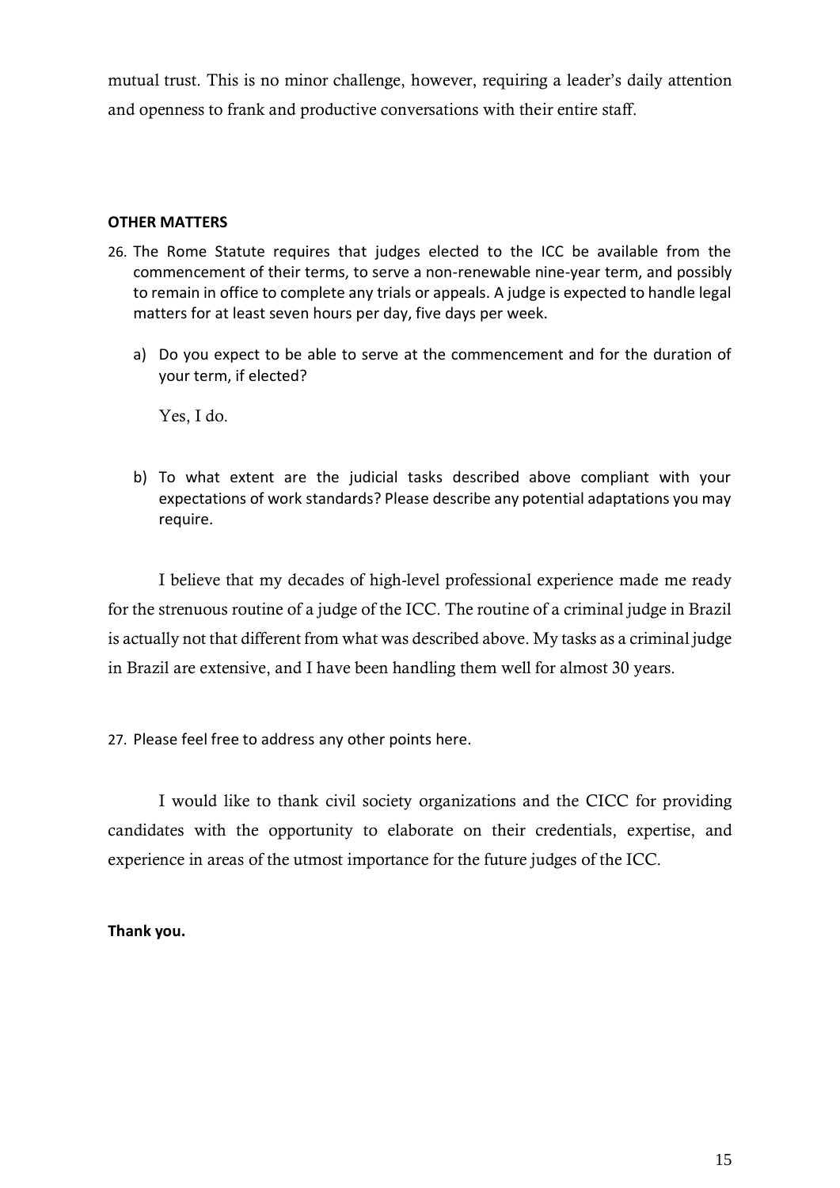mutual trust. This is no minor challenge, however, requiring a leader's daily attention and openness to frank and productive conversations with their entire staff.

**OTHER MATTERS**

26. The Rome Statute requires that judges elected to the ICC be available from the commencement of their terms, to serve a non-renewable nine-year term, and possibly to remain in office to complete any trials or appeals. A judge is expected to handle legal matters for at least seven hours per day, five days per week.

    a) Do you expect to be able to serve at the commencement and for the duration of your term, if elected?

       Yes, I do.

    b) To what extent are the judicial tasks described above compliant with your expectations of work standards? Please describe any potential adaptations you may require.

I believe that my decades of high-level professional experience made me ready for the strenuous routine of a judge of the ICC. The routine of a criminal judge in Brazil is actually not that different from what was described above. My tasks as a criminal judge in Brazil are extensive, and I have been handling them well for almost 30 years.

27. Please feel free to address any other points here.

I would like to thank civil society organizations and the CICC for providing candidates with the opportunity to elaborate on their credentials, expertise, and experience in areas of the utmost importance for the future judges of the ICC.

**Thank you.**